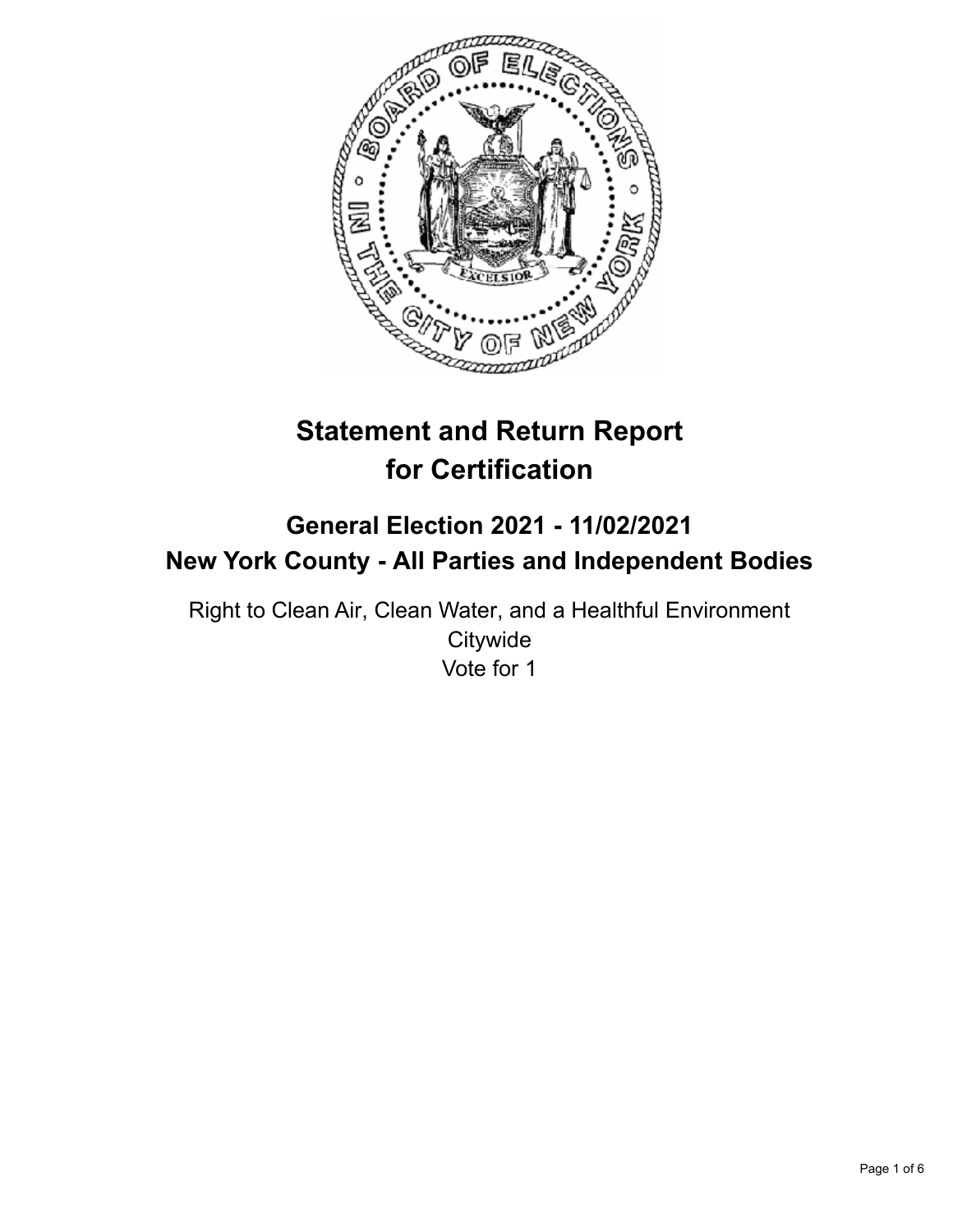# Statement and Return Report for Certification

## General Election 2021 - 11/02/2021
## New York County - All Parties and Independent Bodies

Right to Clean Air, Clean Water, and a Healthful Environment
Citywide
Vote for 1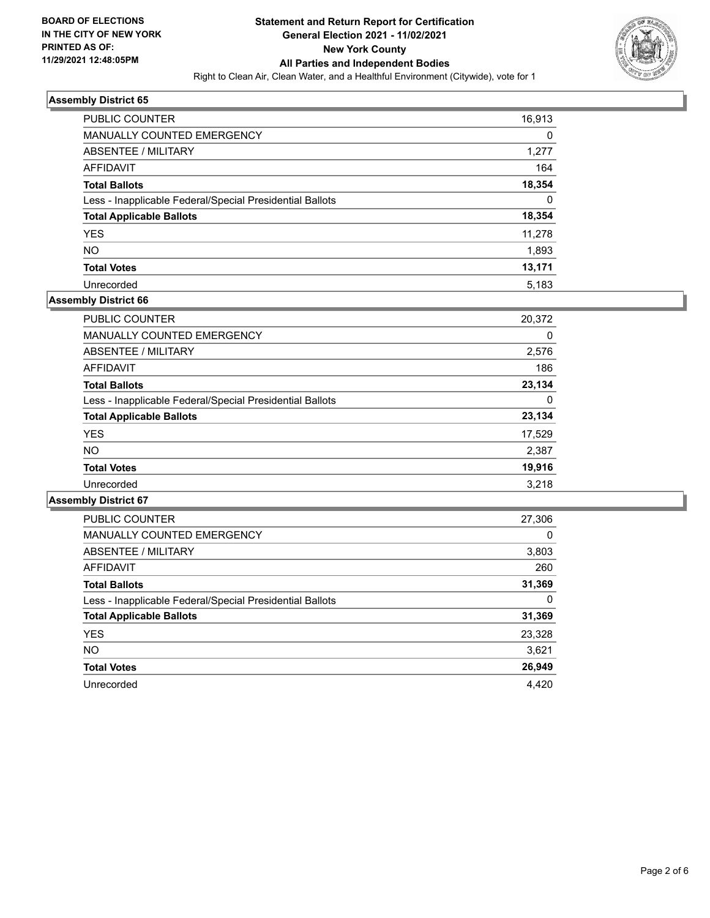BOARD OF ELECTIONS
IN THE CITY OF NEW YORK
PRINTED AS OF:
11/29/2021 12:48:05PM

# Statement and Return Report for Certification
## General Election 2021 - 11/02/2021
## New York County
## All Parties and Independent Bodies

Right to Clean Air, Clean Water, and a Healthful Environment (Citywide), vote for 1

### Assembly District 65

| | |
|---|---|
| PUBLIC COUNTER | 16,913 |
| MANUALLY COUNTED EMERGENCY | 0 |
| ABSENTEE / MILITARY | 1,277 |
| AFFIDAVIT | 164 |
| **Total Ballots** | **18,354** |
| Less - Inapplicable Federal/Special Presidential Ballots | 0 |
| **Total Applicable Ballots** | **18,354** |
| YES | 11,278 |
| NO | 1,893 |
| **Total Votes** | **13,171** |
| Unrecorded | 5,183 |

### Assembly District 66

| | |
|---|---|
| PUBLIC COUNTER | 20,372 |
| MANUALLY COUNTED EMERGENCY | 0 |
| ABSENTEE / MILITARY | 2,576 |
| AFFIDAVIT | 186 |
| **Total Ballots** | **23,134** |
| Less - Inapplicable Federal/Special Presidential Ballots | 0 |
| **Total Applicable Ballots** | **23,134** |
| YES | 17,529 |
| NO | 2,387 |
| **Total Votes** | **19,916** |
| Unrecorded | 3,218 |

### Assembly District 67

| | |
|---|---|
| PUBLIC COUNTER | 27,306 |
| MANUALLY COUNTED EMERGENCY | 0 |
| ABSENTEE / MILITARY | 3,803 |
| AFFIDAVIT | 260 |
| **Total Ballots** | **31,369** |
| Less - Inapplicable Federal/Special Presidential Ballots | 0 |
| **Total Applicable Ballots** | **31,369** |
| YES | 23,328 |
| NO | 3,621 |
| **Total Votes** | **26,949** |
| Unrecorded | 4,420 |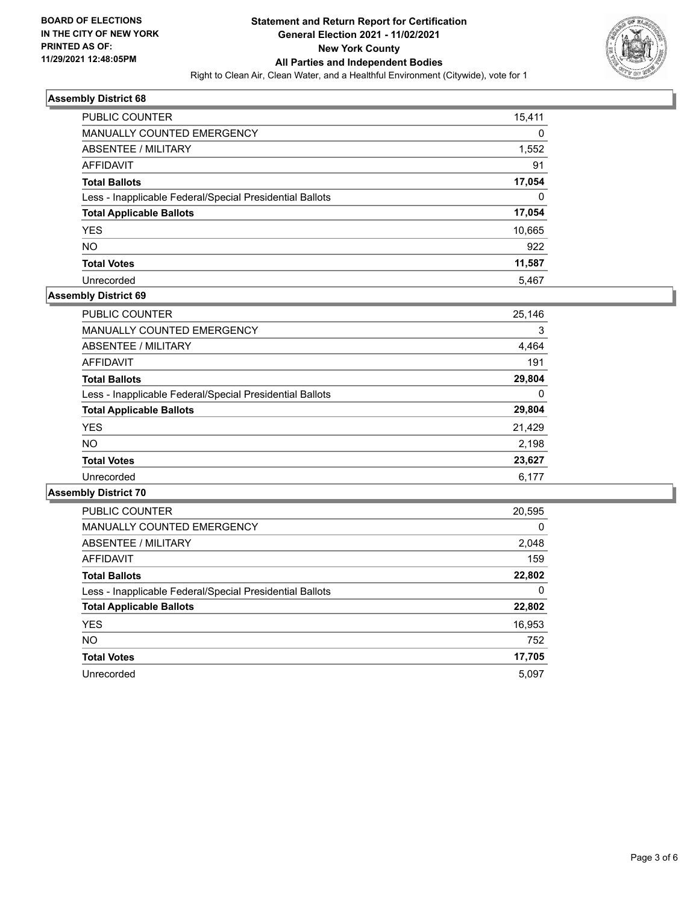**BOARD OF ELECTIONS IN THE CITY OF NEW YORK PRINTED AS OF: 11/29/2021 12:48:05PM**

# Statement and Return Report for Certification
## General Election 2021 - 11/02/2021
## New York County
## All Parties and Independent Bodies

Right to Clean Air, Clean Water, and a Healthful Environment (Citywide), vote for 1

### Assembly District 68

| | |
|---|---|
| PUBLIC COUNTER | 15,411 |
| MANUALLY COUNTED EMERGENCY | 0 |
| ABSENTEE / MILITARY | 1,552 |
| AFFIDAVIT | 91 |
| **Total Ballots** | **17,054** |
| Less - Inapplicable Federal/Special Presidential Ballots | 0 |
| **Total Applicable Ballots** | **17,054** |
| YES | 10,665 |
| NO | 922 |
| **Total Votes** | **11,587** |
| Unrecorded | 5,467 |

### Assembly District 69

| | |
|---|---|
| PUBLIC COUNTER | 25,146 |
| MANUALLY COUNTED EMERGENCY | 3 |
| ABSENTEE / MILITARY | 4,464 |
| AFFIDAVIT | 191 |
| **Total Ballots** | **29,804** |
| Less - Inapplicable Federal/Special Presidential Ballots | 0 |
| **Total Applicable Ballots** | **29,804** |
| YES | 21,429 |
| NO | 2,198 |
| **Total Votes** | **23,627** |
| Unrecorded | 6,177 |

### Assembly District 70

| | |
|---|---|
| PUBLIC COUNTER | 20,595 |
| MANUALLY COUNTED EMERGENCY | 0 |
| ABSENTEE / MILITARY | 2,048 |
| AFFIDAVIT | 159 |
| **Total Ballots** | **22,802** |
| Less - Inapplicable Federal/Special Presidential Ballots | 0 |
| **Total Applicable Ballots** | **22,802** |
| YES | 16,953 |
| NO | 752 |
| **Total Votes** | **17,705** |
| Unrecorded | 5,097 |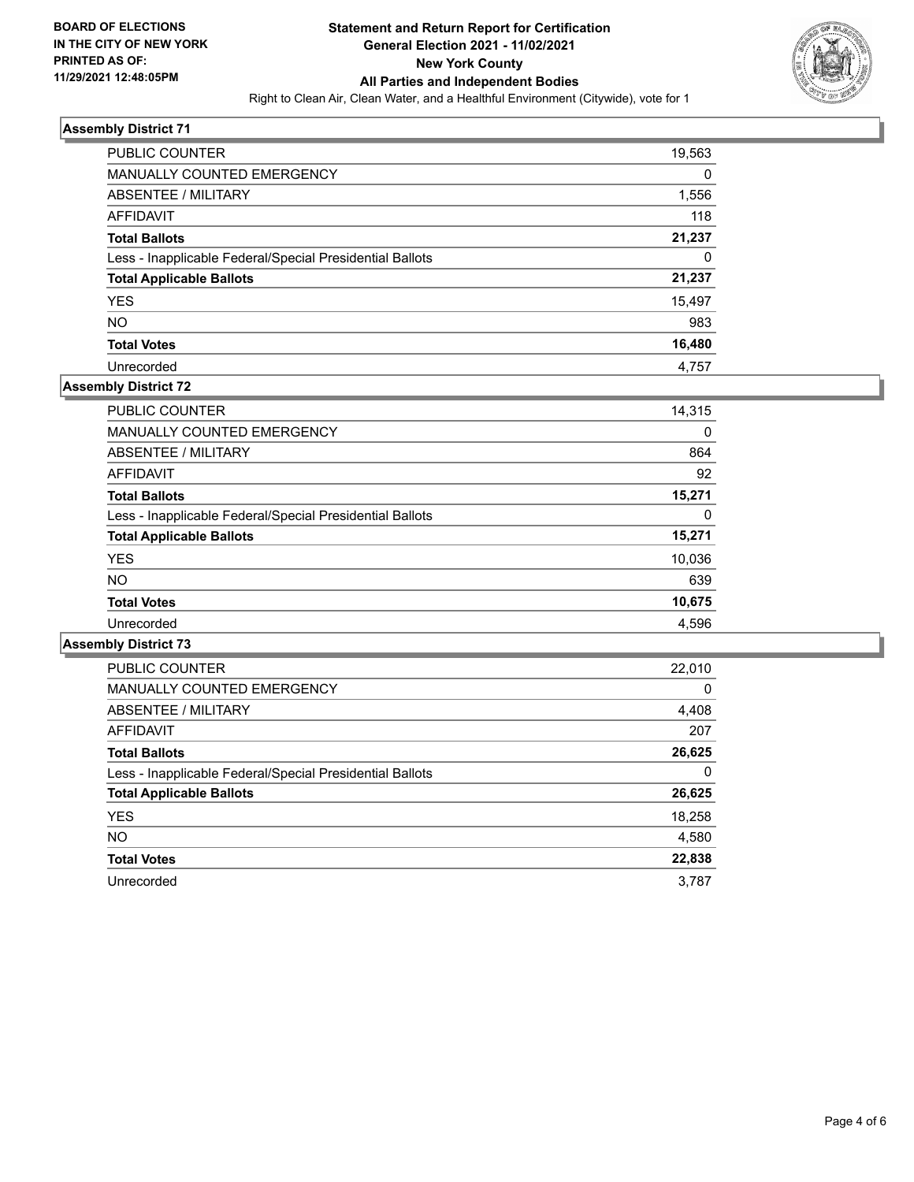**BOARD OF ELECTIONS IN THE CITY OF NEW YORK PRINTED AS OF: 11/29/2021 12:48:05PM**

# Statement and Return Report for Certification
## General Election 2021 - 11/02/2021
## New York County
## All Parties and Independent Bodies

Right to Clean Air, Clean Water, and a Healthful Environment (Citywide), vote for 1

### Assembly District 71

| | |
|---|---|
| PUBLIC COUNTER | 19,563 |
| MANUALLY COUNTED EMERGENCY | 0 |
| ABSENTEE / MILITARY | 1,556 |
| AFFIDAVIT | 118 |
| **Total Ballots** | **21,237** |
| Less - Inapplicable Federal/Special Presidential Ballots | 0 |
| **Total Applicable Ballots** | **21,237** |
| YES | 15,497 |
| NO | 983 |
| **Total Votes** | **16,480** |
| Unrecorded | 4,757 |

### Assembly District 72

| | |
|---|---|
| PUBLIC COUNTER | 14,315 |
| MANUALLY COUNTED EMERGENCY | 0 |
| ABSENTEE / MILITARY | 864 |
| AFFIDAVIT | 92 |
| **Total Ballots** | **15,271** |
| Less - Inapplicable Federal/Special Presidential Ballots | 0 |
| **Total Applicable Ballots** | **15,271** |
| YES | 10,036 |
| NO | 639 |
| **Total Votes** | **10,675** |
| Unrecorded | 4,596 |

### Assembly District 73

| | |
|---|---|
| PUBLIC COUNTER | 22,010 |
| MANUALLY COUNTED EMERGENCY | 0 |
| ABSENTEE / MILITARY | 4,408 |
| AFFIDAVIT | 207 |
| **Total Ballots** | **26,625** |
| Less - Inapplicable Federal/Special Presidential Ballots | 0 |
| **Total Applicable Ballots** | **26,625** |
| YES | 18,258 |
| NO | 4,580 |
| **Total Votes** | **22,838** |
| Unrecorded | 3,787 |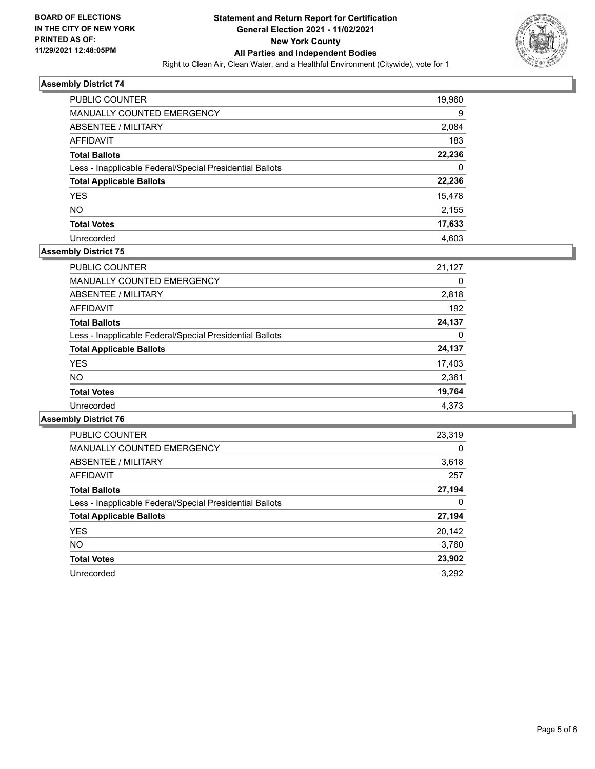BOARD OF ELECTIONS
IN THE CITY OF NEW YORK
PRINTED AS OF:
11/29/2021 12:48:05PM

# Statement and Return Report for Certification
## General Election 2021 - 11/02/2021
## New York County
## All Parties and Independent Bodies

Right to Clean Air, Clean Water, and a Healthful Environment (Citywide), vote for 1

### Assembly District 74

| | |
|---|---|
| PUBLIC COUNTER | 19,960 |
| MANUALLY COUNTED EMERGENCY | 9 |
| ABSENTEE / MILITARY | 2,084 |
| AFFIDAVIT | 183 |
| **Total Ballots** | **22,236** |
| Less - Inapplicable Federal/Special Presidential Ballots | 0 |
| **Total Applicable Ballots** | **22,236** |
| YES | 15,478 |
| NO | 2,155 |
| **Total Votes** | **17,633** |
| Unrecorded | 4,603 |

### Assembly District 75

| | |
|---|---|
| PUBLIC COUNTER | 21,127 |
| MANUALLY COUNTED EMERGENCY | 0 |
| ABSENTEE / MILITARY | 2,818 |
| AFFIDAVIT | 192 |
| **Total Ballots** | **24,137** |
| Less - Inapplicable Federal/Special Presidential Ballots | 0 |
| **Total Applicable Ballots** | **24,137** |
| YES | 17,403 |
| NO | 2,361 |
| **Total Votes** | **19,764** |
| Unrecorded | 4,373 |

### Assembly District 76

| | |
|---|---|
| PUBLIC COUNTER | 23,319 |
| MANUALLY COUNTED EMERGENCY | 0 |
| ABSENTEE / MILITARY | 3,618 |
| AFFIDAVIT | 257 |
| **Total Ballots** | **27,194** |
| Less - Inapplicable Federal/Special Presidential Ballots | 0 |
| **Total Applicable Ballots** | **27,194** |
| YES | 20,142 |
| NO | 3,760 |
| **Total Votes** | **23,902** |
| Unrecorded | 3,292 |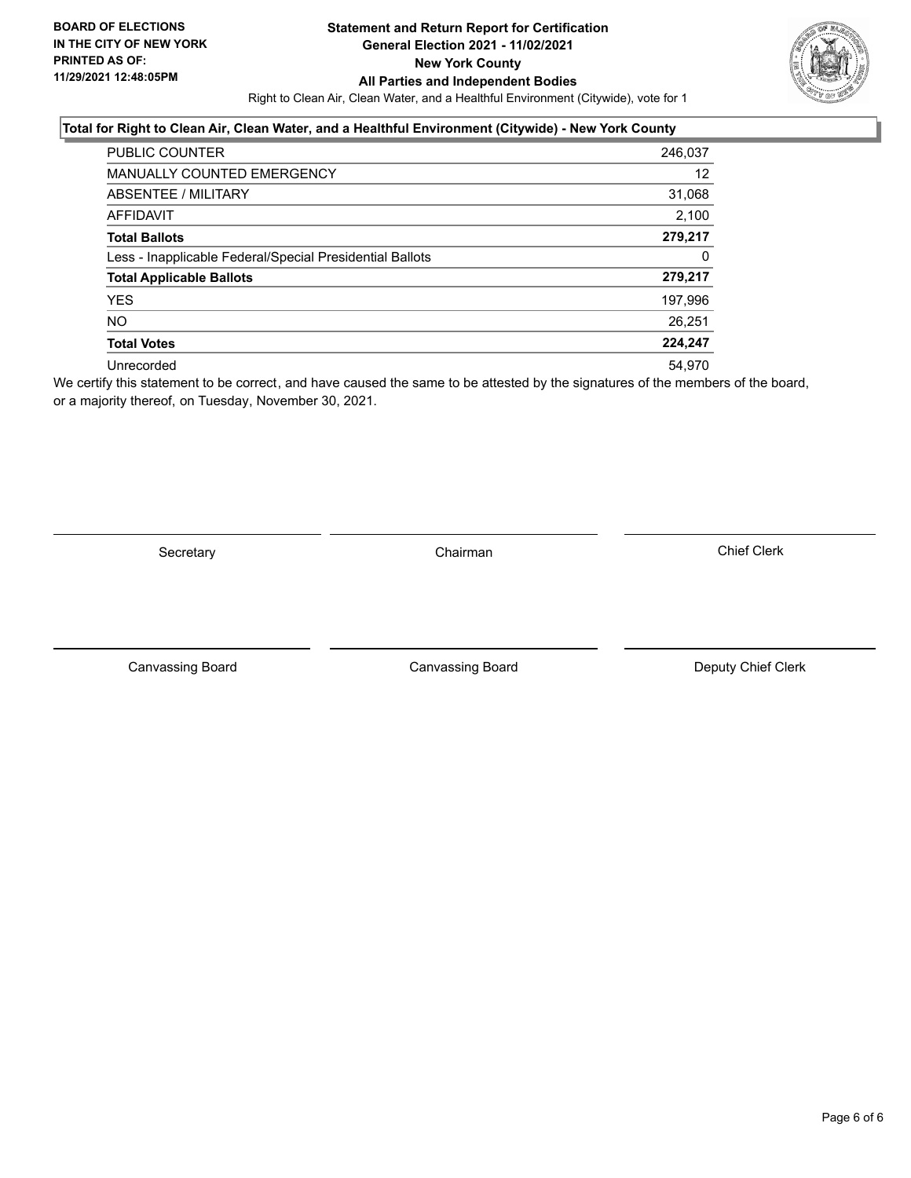**BOARD OF ELECTIONS IN THE CITY OF NEW YORK PRINTED AS OF: 11/29/2021 12:48:05PM**

**Statement and Return Report for Certification**
**General Election 2021 - 11/02/2021**
**New York County**
**All Parties and Independent Bodies**

Right to Clean Air, Clean Water, and a Healthful Environment (Citywide), vote for 1

**Total for Right to Clean Air, Clean Water, and a Healthful Environment (Citywide) - New York County**

| | |
|---|---|
| PUBLIC COUNTER | 246,037 |
| MANUALLY COUNTED EMERGENCY | 12 |
| ABSENTEE / MILITARY | 31,068 |
| AFFIDAVIT | 2,100 |
| **Total Ballots** | **279,217** |
| Less - Inapplicable Federal/Special Presidential Ballots | 0 |
| **Total Applicable Ballots** | **279,217** |
| YES | 197,996 |
| NO | 26,251 |
| **Total Votes** | **224,247** |
| Unrecorded | 54,970 |

We certify this statement to be correct, and have caused the same to be attested by the signatures of the members of the board, or a majority thereof, on Tuesday, November 30, 2021.

Secretary

Chairman

Chief Clerk

Canvassing Board

Canvassing Board

Deputy Chief Clerk